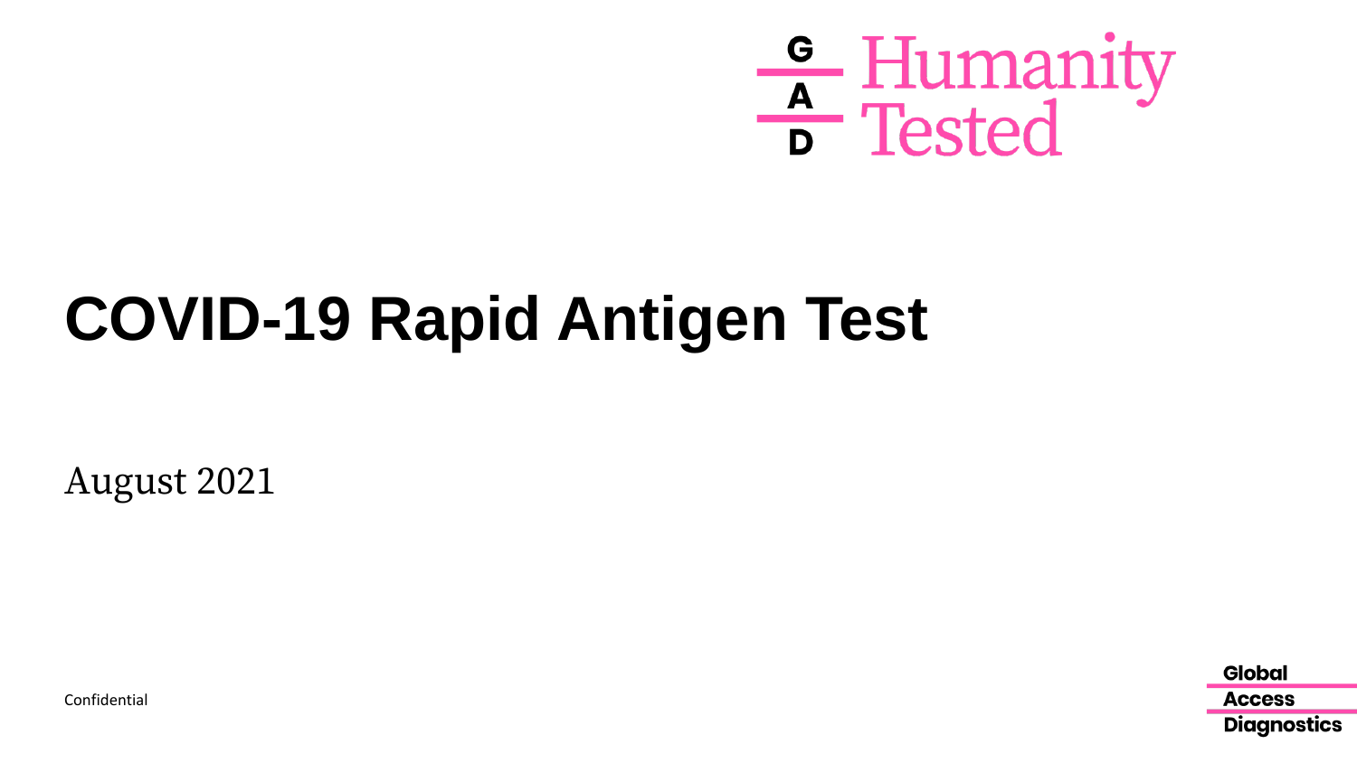G A D Humanity Tested

# COVID-19 Rapid Antigen Test

August 2021

Confidential

Global Access Diagnostics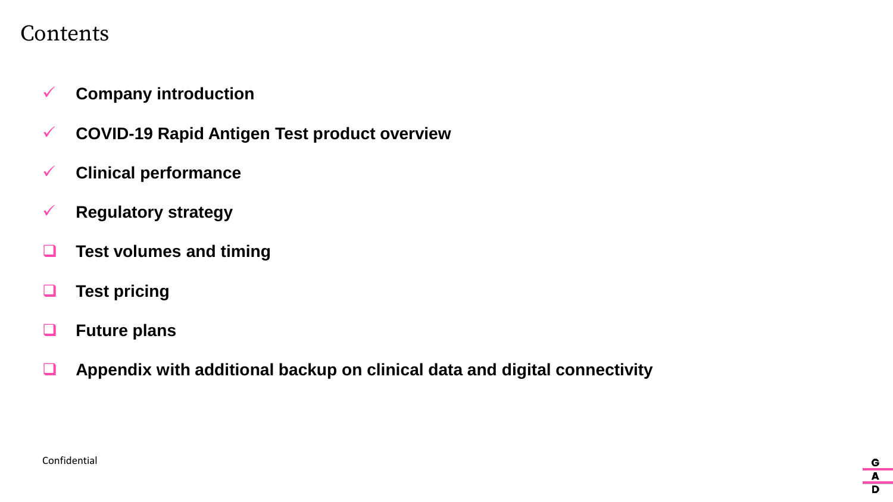# Contents

- ✓ **Company introduction**
- ✓ **COVID-19 Rapid Antigen Test product overview**
- ✓ **Clinical performance**
- ✓ **Regulatory strategy**
- ❑ **Test volumes and timing**
- ❑ **Test pricing**
- ❑ **Future plans**
- ❑ **Appendix with additional backup on clinical data and digital connectivity**

Confidential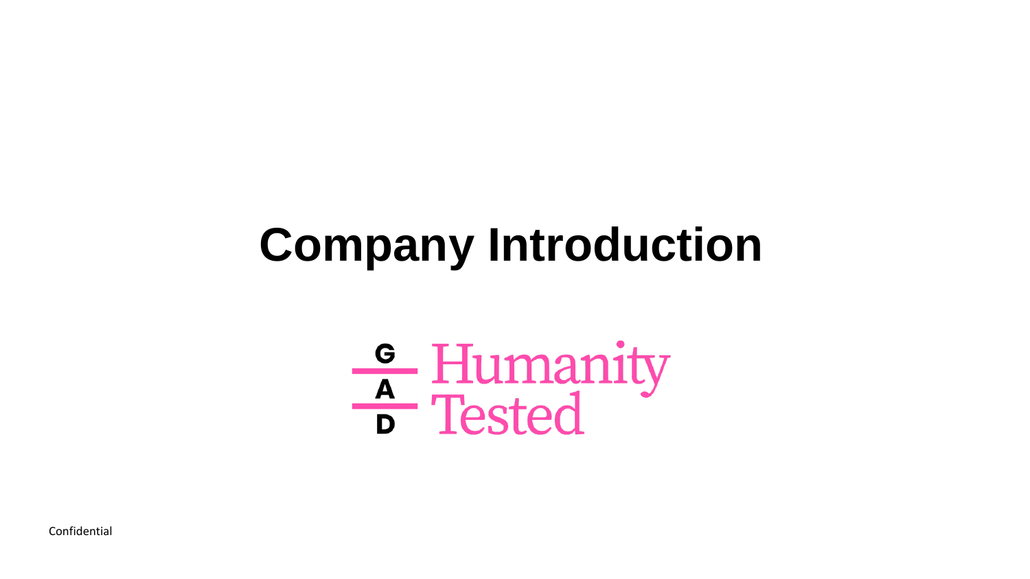# Company Introduction

G
A
D

Humanity
Tested

Confidential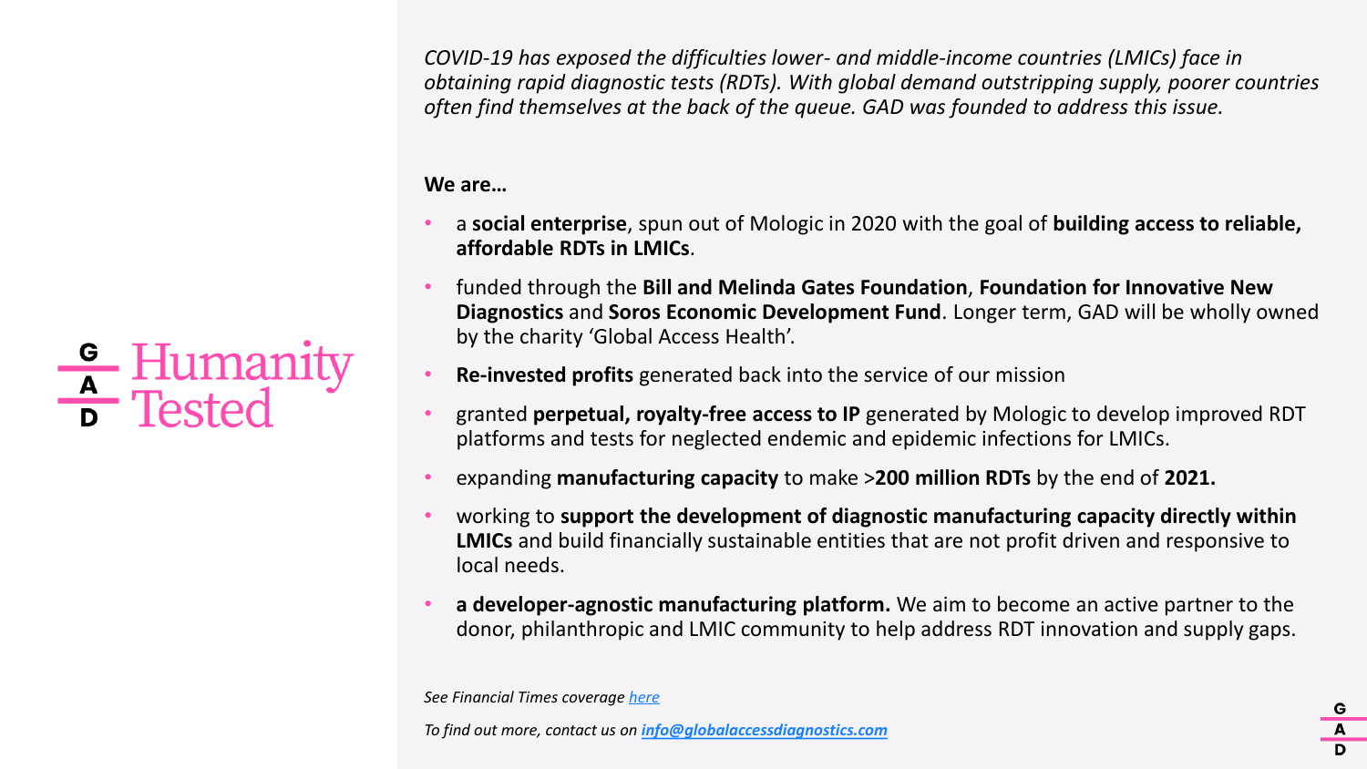G A D Humanity Tested

*COVID-19 has exposed the difficulties lower- and middle-income countries (LMICs) face in obtaining rapid diagnostic tests (RDTs). With global demand outstripping supply, poorer countries often find themselves at the back of the queue. GAD was founded to address this issue.*

**We are…**

- a **social enterprise**, spun out of Mologic in 2020 with the goal of **building access to reliable, affordable RDTs in LMICs**.
- funded through the **Bill and Melinda Gates Foundation**, **Foundation for Innovative New Diagnostics** and **Soros Economic Development Fund**. Longer term, GAD will be wholly owned by the charity 'Global Access Health'.
- **Re-invested profits** generated back into the service of our mission
- granted **perpetual, royalty-free access to IP** generated by Mologic to develop improved RDT platforms and tests for neglected endemic and epidemic infections for LMICs.
- expanding **manufacturing capacity** to make >**200 million RDTs** by the end of **2021.**
- working to **support the development of diagnostic manufacturing capacity directly within LMICs** and build financially sustainable entities that are not profit driven and responsive to local needs.
- **a developer-agnostic manufacturing platform.** We aim to become an active partner to the donor, philanthropic and LMIC community to help address RDT innovation and supply gaps.

*See Financial Times coverage here*

*To find out more, contact us on **info@globalaccessdiagnostics.com***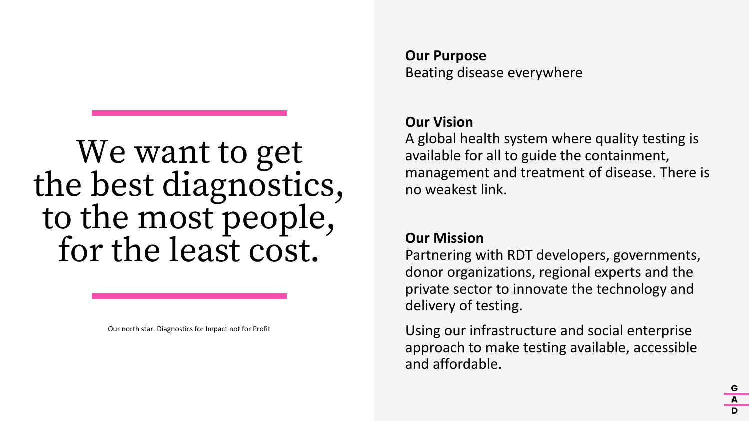# We want to get the best diagnostics, to the most people, for the least cost.

Our north star. Diagnostics for Impact not for Profit

**Our Purpose**
Beating disease everywhere

**Our Vision**
A global health system where quality testing is available for all to guide the containment, management and treatment of disease. There is no weakest link.

**Our Mission**
Partnering with RDT developers, governments, donor organizations, regional experts and the private sector to innovate the technology and delivery of testing.

Using our infrastructure and social enterprise approach to make testing available, accessible and affordable.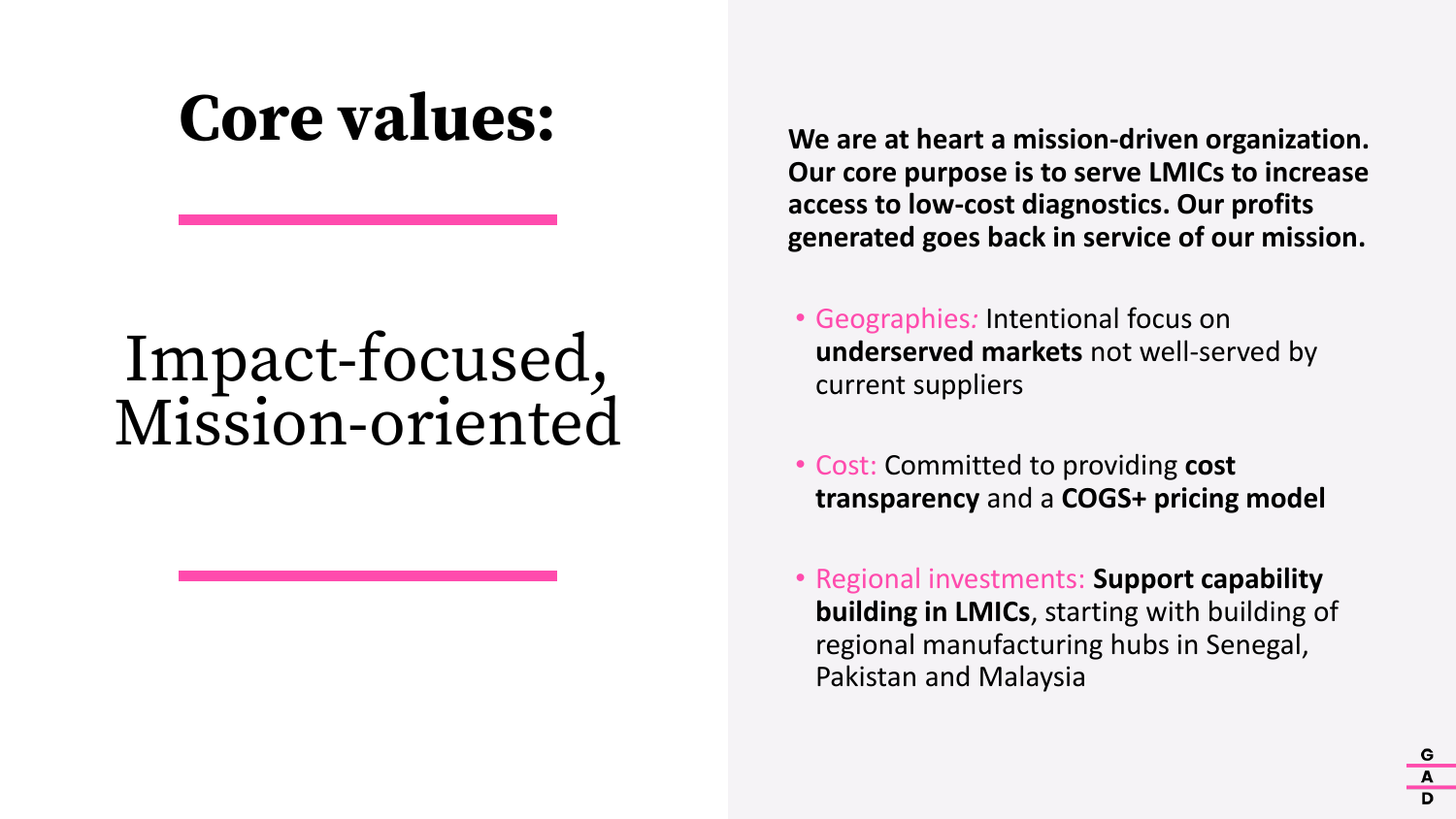# Core values:

## Impact-focused, Mission-oriented

**We are at heart a mission-driven organization. Our core purpose is to serve LMICs to increase access to low-cost diagnostics. Our profits generated goes back in service of our mission.**

- Geographies*:* Intentional focus on **underserved markets** not well-served by current suppliers
- Cost: Committed to providing **cost transparency** and a **COGS+ pricing model**
- Regional investments: **Support capability building in LMICs**, starting with building of regional manufacturing hubs in Senegal, Pakistan and Malaysia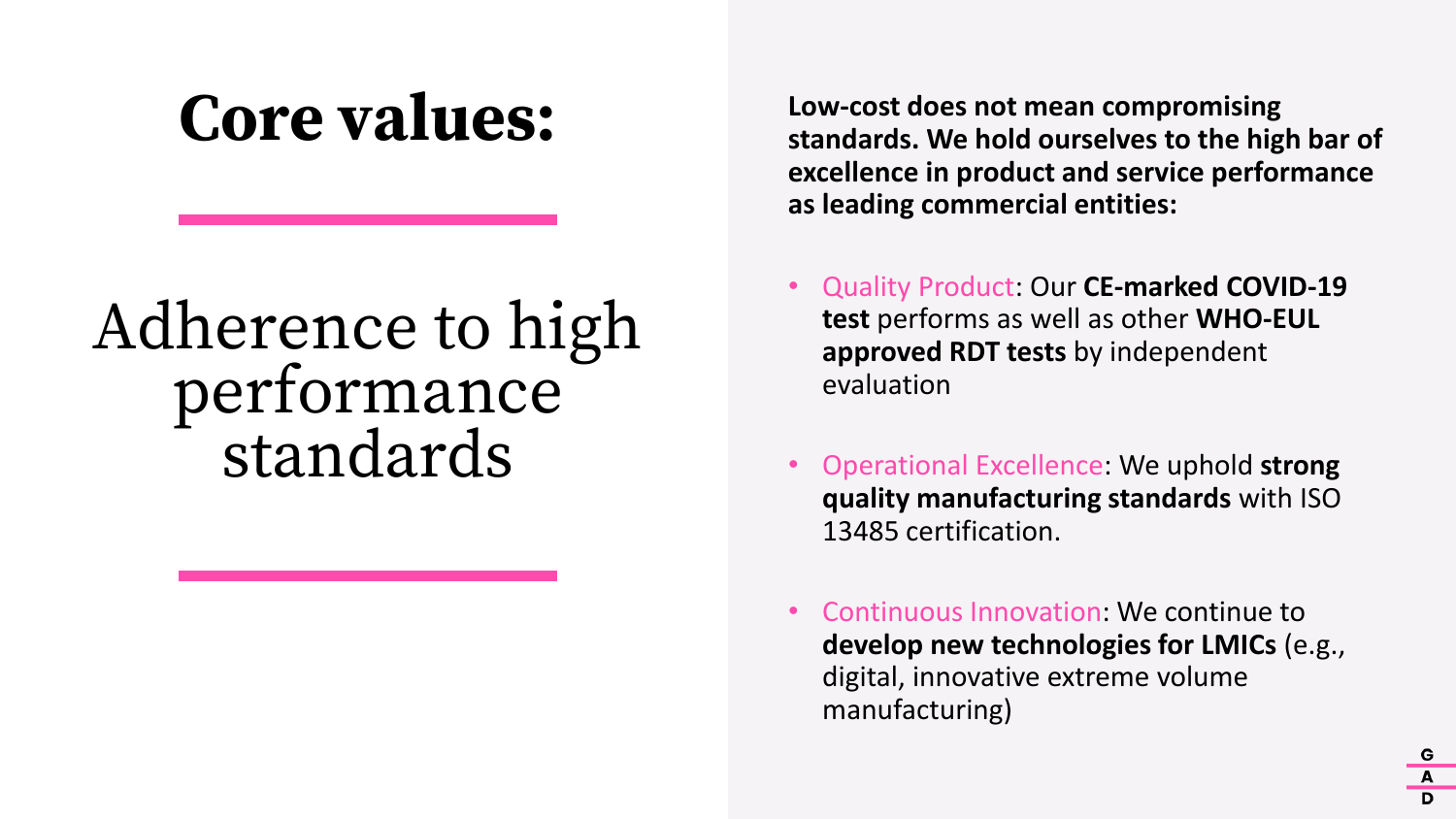# Core values:

## Adherence to high performance standards

**Low-cost does not mean compromising standards. We hold ourselves to the high bar of excellence in product and service performance as leading commercial entities:**

- Quality Product: Our **CE-marked COVID-19 test** performs as well as other **WHO-EUL approved RDT tests** by independent evaluation
- Operational Excellence: We uphold **strong quality manufacturing standards** with ISO 13485 certification.
- Continuous Innovation: We continue to **develop new technologies for LMICs** (e.g., digital, innovative extreme volume manufacturing)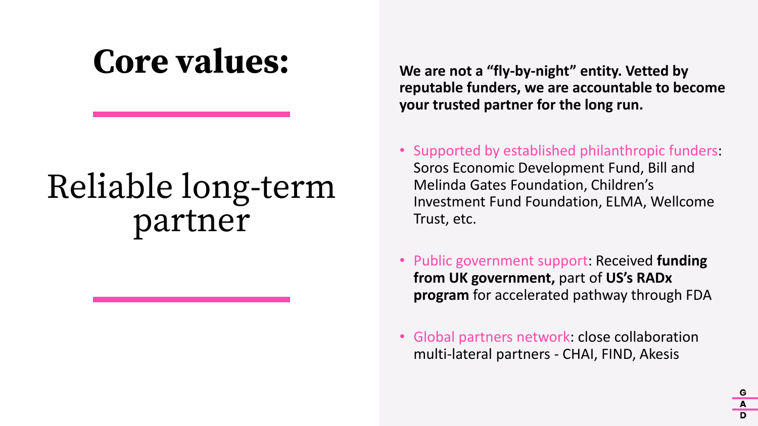# Core values:

## Reliable long-term partner

**We are not a "fly-by-night" entity. Vetted by reputable funders, we are accountable to become your trusted partner for the long run.**

- Supported by established philanthropic funders: Soros Economic Development Fund, Bill and Melinda Gates Foundation, Children's Investment Fund Foundation, ELMA, Wellcome Trust, etc.
- Public government support: Received **funding from UK government,** part of **US's RADx program** for accelerated pathway through FDA
- Global partners network: close collaboration multi-lateral partners - CHAI, FIND, Akesis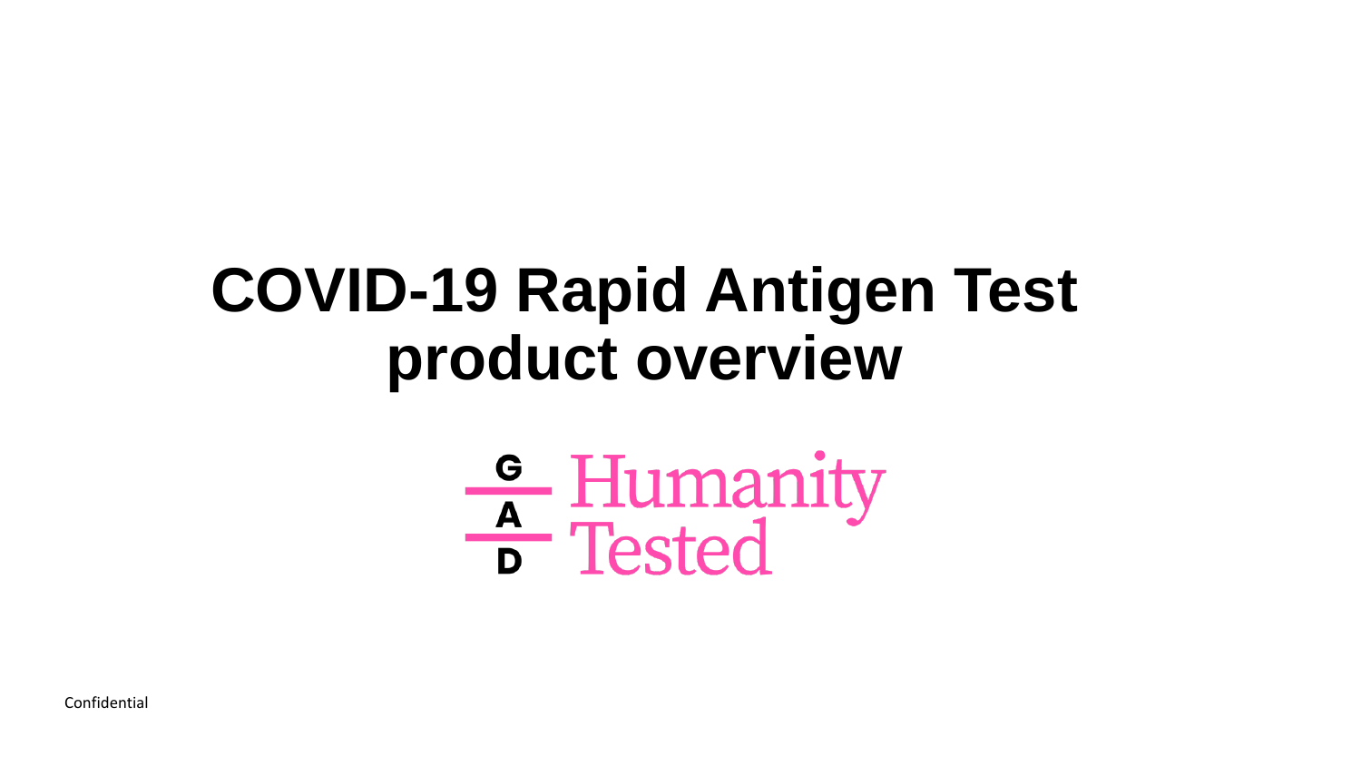# COVID-19 Rapid Antigen Test product overview

G A D Humanity Tested

Confidential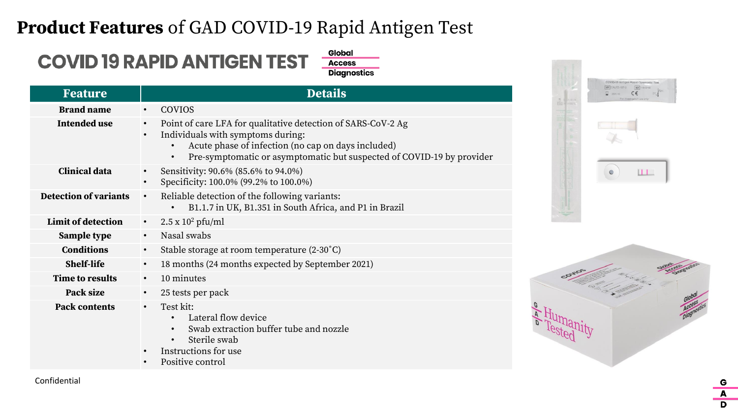# **Product Features** of GAD COVID-19 Rapid Antigen Test

## COVID 19 RAPID ANTIGEN TEST

Global Access Diagnostics

| Feature | Details |
|---|---|
| **Brand name** | • COVIOS |
| **Intended use** | • Point of care LFA for qualitative detection of SARS-CoV-2 Ag<br>• Individuals with symptoms during:<br>&nbsp;&nbsp;&nbsp;&nbsp;• Acute phase of infection (no cap on days included)<br>&nbsp;&nbsp;&nbsp;&nbsp;• Pre-symptomatic or asymptomatic but suspected of COVID-19 by provider |
| **Clinical data** | • Sensitivity: 90.6% (85.6% to 94.0%)<br>• Specificity: 100.0% (99.2% to 100.0%) |
| **Detection of variants** | • Reliable detection of the following variants:<br>&nbsp;&nbsp;&nbsp;&nbsp;• B1.1.7 in UK, B1.351 in South Africa, and P1 in Brazil |
| **Limit of detection** | • $2.5 \times 10^2$ pfu/ml |
| **Sample type** | • Nasal swabs |
| **Conditions** | • Stable storage at room temperature (2-30˚C) |
| **Shelf-life** | • 18 months (24 months expected by September 2021) |
| **Time to results** | • 10 minutes |
| **Pack size** | • 25 tests per pack |
| **Pack contents** | • Test kit:<br>&nbsp;&nbsp;&nbsp;&nbsp;• Lateral flow device<br>&nbsp;&nbsp;&nbsp;&nbsp;• Swab extraction buffer tube and nozzle<br>&nbsp;&nbsp;&nbsp;&nbsp;• Sterile swab<br>• Instructions for use<br>• Positive control |

Confidential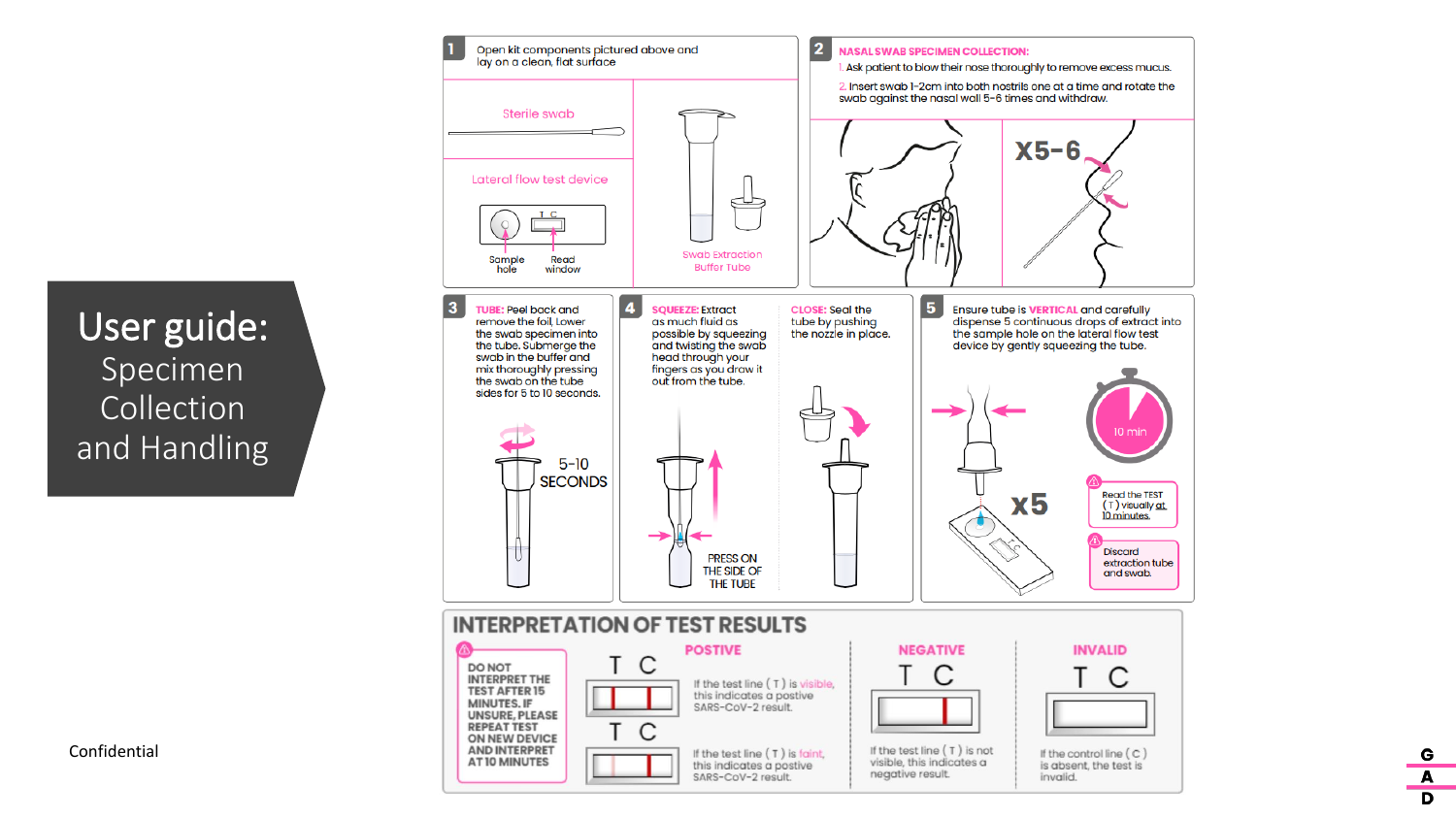# User guide: Specimen Collection and Handling

**1** Open kit components pictured above and lay on a clean, flat surface

Sterile swab

Lateral flow test device

T C

Sample hole

Read window

Swab Extraction Buffer Tube

**2** **NASAL SWAB SPECIMEN COLLECTION:**

1. Ask patient to blow their nose thoroughly to remove excess mucus.
2. Insert swab 1-2cm into both nostrils one at a time and rotate the swab against the nasal wall 5-6 times and withdraw.

X5-6

**3** **TUBE:** Peel back and remove the foil. Lower the swab specimen into the tube. Submerge the swab in the buffer and mix thoroughly pressing the swab on the tube sides for 5 to 10 seconds.

5-10 SECONDS

**4** **SQUEEZE:** Extract as much fluid as possible by squeezing and twisting the swab head through your fingers as you draw it out from the tube.

PRESS ON THE SIDE OF THE TUBE

**CLOSE:** Seal the tube by pushing the nozzle in place.

**5** Ensure tube is **VERTICAL** and carefully dispense 5 continuous drops of extract into the sample hole on the lateral flow test device by gently squeezing the tube.

x5

10 min

Read the TEST (T) visually at 10 minutes.

Discard extraction tube and swab.

## INTERPRETATION OF TEST RESULTS

DO NOT INTERPRET THE TEST AFTER 15 MINUTES. IF UNSURE, PLEASE REPEAT TEST ON NEW DEVICE AND INTERPRET AT 10 MINUTES

**POSTIVE**

T C

If the test line (T) is visible, this indicates a postive SARS-CoV-2 result.

T C

If the test line (T) is faint, this indicates a postive SARS-CoV-2 result.

**NEGATIVE**

T C

If the test line (T) is not visible, this indicates a negative result.

**INVALID**

T C

If the control line (C) is absent, the test is invalid.

Confidential

GAD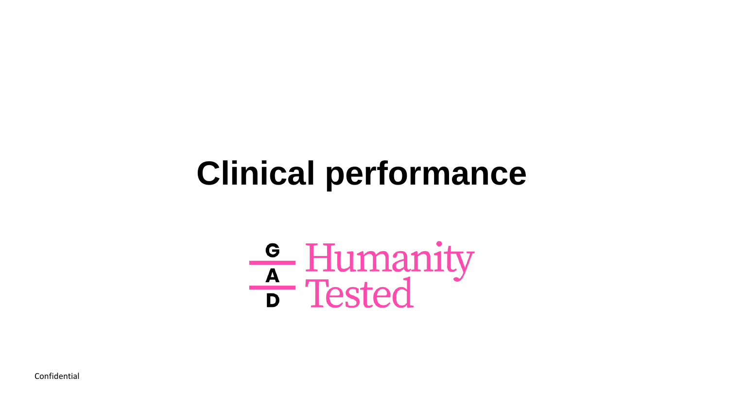# Clinical performance

G
A
D
Humanity Tested

Confidential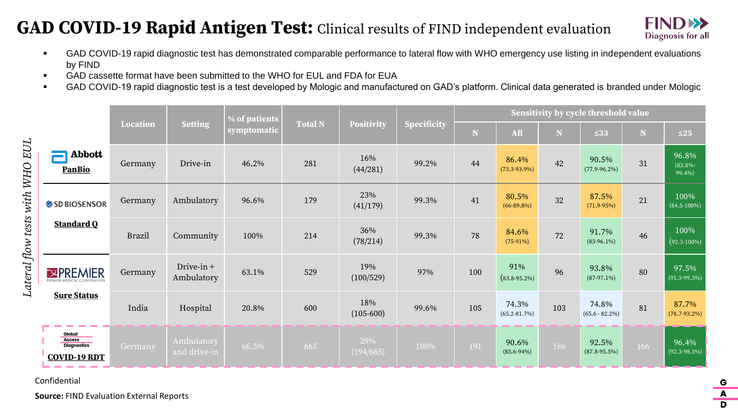# GAD COVID-19 Rapid Antigen Test: Clinical results of FIND independent evaluation

- GAD COVID-19 rapid diagnostic test has demonstrated comparable performance to lateral flow with WHO emergency use listing in independent evaluations by FIND
- GAD cassette format have been submitted to the WHO for EUL and FDA for EUA
- GAD COVID-19 rapid diagnostic test is a test developed by Mologic and manufactured on GAD's platform. Clinical data generated is branded under Mologic

*Lateral flow tests with WHO EUL*

| | Location | Setting | % of patients symptomatic | Total N | Positivity | Specificity | Sensitivity by cycle threshold value | | | | | |
|---|---|---|---|---|---|---|---|---|---|---|---|---|
| | | | | | | | N | All | N | ≤33 | N | ≤25 |
| Abbott **PanBio** | Germany | Drive-in | 46.2% | 281 | 16% (44/281) | 99.2% | 44 | 86.4% (73.3-93.9%) | 42 | 90.5% (77.9-96.2%) | 31 | 96.8% (83.8%-99.4%) |
| SD BIOSENSOR **Standard Q** | Germany | Ambulatory | 96.6% | 179 | 23% (41/179) | 99.3% | 41 | 80.5% (66-89.8%) | 32 | 87.5% (71.9-95%) | 21 | 100% (84.5-100%) |
| | Brazil | Community | 100% | 214 | 36% (78/214) | 99.3% | 78 | 84.6% (75-91%) | 72 | 91.7% (83-96.1%) | 46 | 100% (92.3-100%) |
| PREMIER MEDICAL CORPORATION **Sure Status** | Germany | Drive-in + Ambulatory | 63.1% | 529 | 19% (100/529) | 97% | 100 | 91% (83.8-95.2%) | 96 | 93.8% (87-97.1%) | 80 | 97.5% (91.3-99.3%) |
| | India | Hospital | 20.8% | 600 | 18% (105-600) | 99.6% | 105 | 74.3% (65.2-81.7%) | 103 | 74.8% (65.6 - 82.2%) | 81 | 87.7% (78.7-93.2%) |
| Global Access Diagnostics **COVID-19 RDT** | Germany | Ambulatory and drive-in | 66.5% | 665 | 29% (194/665) | 100% | 191 | 90.6% (85.6-94%) | 186 | 92.5% (87.8-95.5%) | 166 | 96.4% (92.3-98.3%) |

Confidential

**Source:** FIND Evaluation External Reports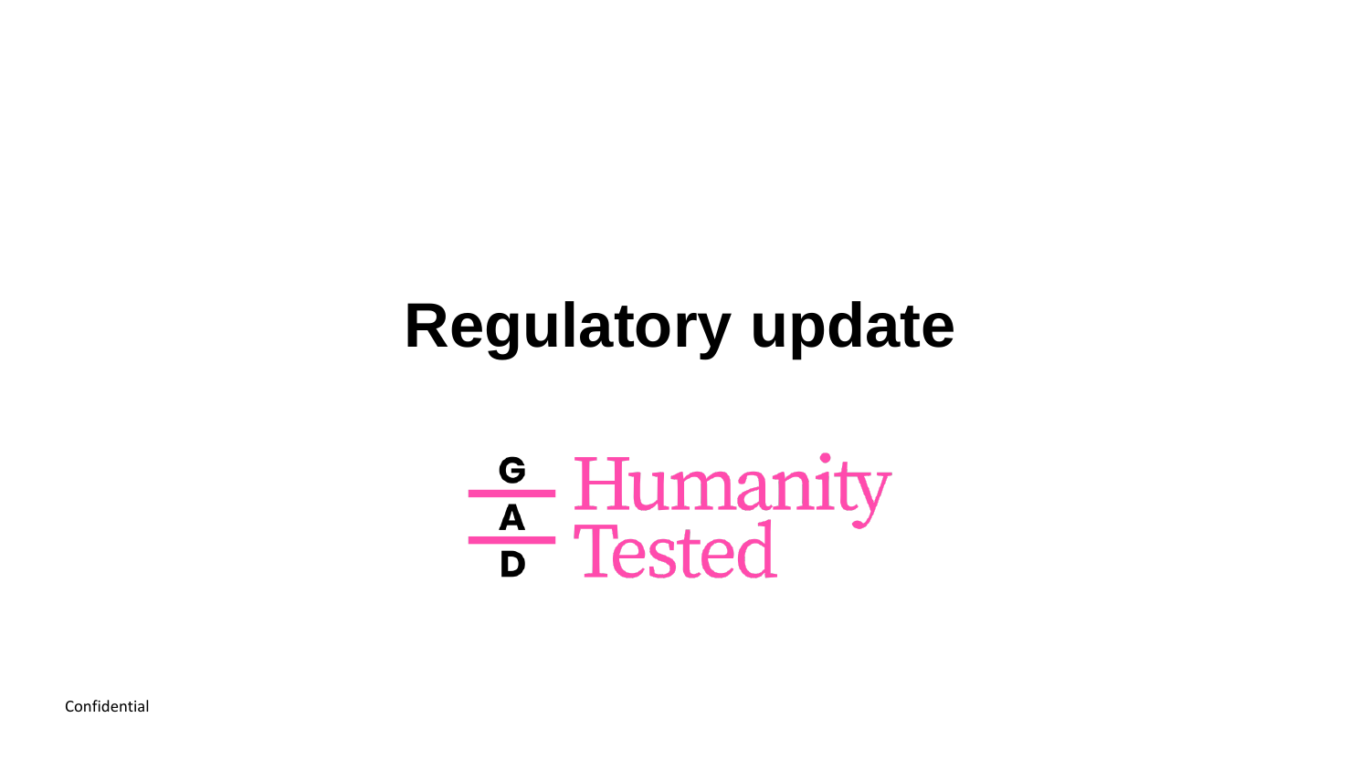# Regulatory update

G A D Humanity Tested

Confidential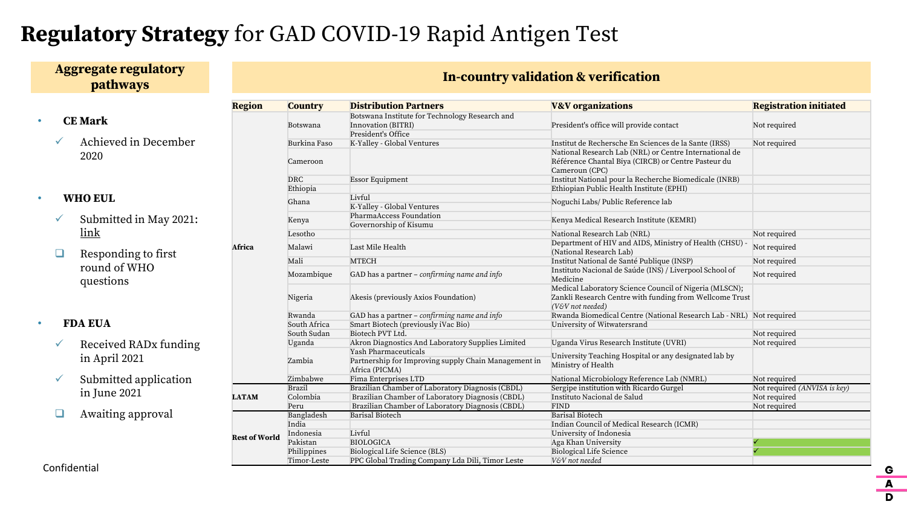# **Regulatory Strategy** for GAD COVID-19 Rapid Antigen Test

## Aggregate regulatory pathways

- **CE Mark**
  - ✓ Achieved in December 2020
- **WHO EUL**
  - ✓ Submitted in May 2021: link
  - ❑ Responding to first round of WHO questions
- **FDA EUA**
  - ✓ Received RADx funding in April 2021
  - ✓ Submitted application in June 2021
  - ❑ Awaiting approval

Confidential

## In-country validation & verification

| Region | Country | Distribution Partners | V&V organizations | Registration initiated |
|---|---|---|---|---|
| Africa | Botswana | Botswana Institute for Technology Research and Innovation (BITRI)<br>President's Office | President's office will provide contact | Not required |
| | Burkina Faso | K-Yalley - Global Ventures | Institut de Recherche En Sciences de la Sante (IRSS) | Not required |
| | Cameroon | | National Research Lab (NRL) or Centre International de Référence Chantal Biya (CIRCB) or Centre Pasteur du Cameroun (CPC) | |
| | DRC | Essor Equipment | Institut National pour la Recherche Biomedicale (INRB) | |
| | Ethiopia | | Ethiopian Public Health Institute (EPHI) | |
| | Ghana | Livful<br>K-Yalley - Global Ventures | Noguchi Labs/ Public Reference lab | |
| | Kenya | PharmaAccess Foundation<br>Governorship of Kisumu | Kenya Medical Research Institute (KEMRI) | |
| | Lesotho | | National Research Lab (NRL) | Not required |
| | Malawi | Last Mile Health | Department of HIV and AIDS, Ministry of Health (CHSU) - (National Research Lab) | Not required |
| | Mali | MTECH | Institut National de Santé Publique (INSP) | Not required |
| | Mozambique | GAD has a partner – *confirming name and info* | Instituto Nacional de Saúde (INS) / Liverpool School of Medicine | Not required |
| | Nigeria | Akesis (previously Axios Foundation) | Medical Laboratory Science Council of Nigeria (MLSCN); Zankli Research Centre with funding from Wellcome Trust *(V&V not needed)* | |
| | Rwanda | GAD has a partner – *confirming name and info* | Rwanda Biomedical Centre (National Research Lab - NRL) | Not required |
| | South Africa | Smart Biotech (previously iVac Bio) | University of Witwatersrand | |
| | South Sudan | Biotech PVT Ltd. | | Not required |
| | Uganda | Akron Diagnostics And Laboratory Supplies Limited | Uganda Virus Research Institute (UVRI) | Not required |
| | Zambia | Yash Pharmaceuticals<br>Partnership for Improving supply Chain Management in Africa (PICMA) | University Teaching Hospital or any designated lab by Ministry of Health | |
| | Zimbabwe | Fima Enterprises LTD | National Microbiology Reference Lab (NMRL) | Not required |
| LATAM | Brazil | Brazilian Chamber of Laboratory Diagnosis (CBDL) | Sergipe institution with Ricardo Gurgel | Not required *(ANVISA is key)* |
| | Colombia | Brazilian Chamber of Laboratory Diagnosis (CBDL) | Instituto Nacional de Salud | Not required |
| | Peru | Brazilian Chamber of Laboratory Diagnosis (CBDL) | FIND | Not required |
| Rest of World | Bangladesh | Barisal Biotech | Barisal Biotech | |
| | India | | Indian Council of Medical Research (ICMR) | |
| | Indonesia | Livful | University of Indonesia | |
| | Pakistan | BIOLOGICA | Aga Khan University | ✓ |
| | Philippines | Biological Life Science (BLS) | Biological Life Science | ✓ |
| | Timor-Leste | PPC Global Trading Company Lda Dili, Timor Leste | *V&V not needed* | |